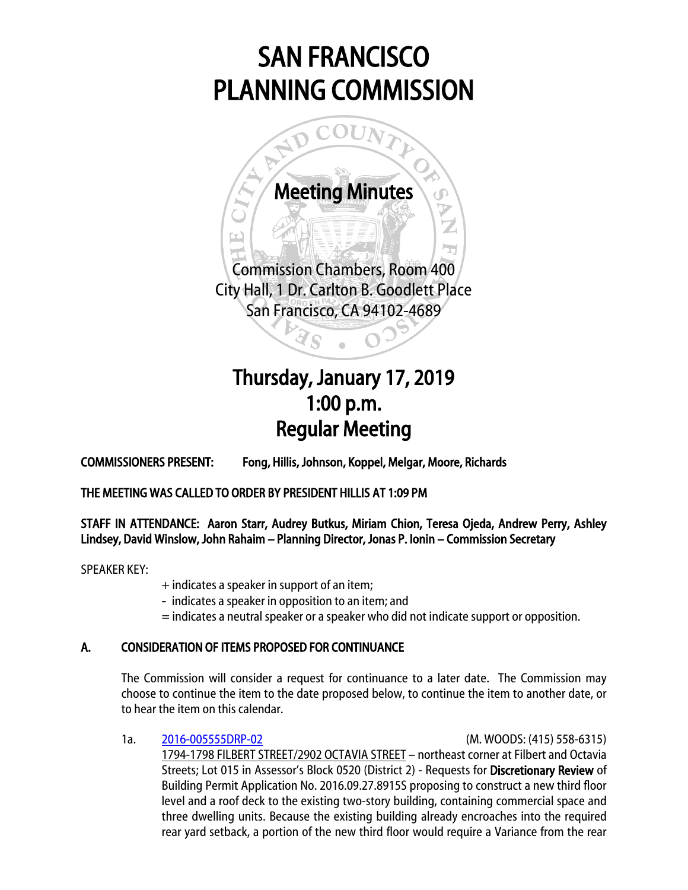# SAN FRANCISCO PLANNING COMMISSION

## Meeting Minutes

Commission Chambers, Room 400
City Hall, 1 Dr. Carlton B. Goodlett Place
San Francisco, CA 94102-4689

## Thursday, January 17, 2019
## 1:00 p.m.
## Regular Meeting

**COMMISSIONERS PRESENT:** Fong, Hillis, Johnson, Koppel, Melgar, Moore, Richards

**THE MEETING WAS CALLED TO ORDER BY PRESIDENT HILLIS AT 1:09 PM**

**STAFF IN ATTENDANCE:** Aaron Starr, Audrey Butkus, Miriam Chion, Teresa Ojeda, Andrew Perry, Ashley Lindsey, David Winslow, John Rahaim – Planning Director, Jonas P. Ionin – Commission Secretary

SPEAKER KEY:

+ indicates a speaker in support of an item;
- indicates a speaker in opposition to an item; and
= indicates a neutral speaker or a speaker who did not indicate support or opposition.

## A. CONSIDERATION OF ITEMS PROPOSED FOR CONTINUANCE

The Commission will consider a request for continuance to a later date. The Commission may choose to continue the item to the date proposed below, to continue the item to another date, or to hear the item on this calendar.

1a. 2016-005555DRP-02 (M. WOODS: (415) 558-6315)
1794-1798 FILBERT STREET/2902 OCTAVIA STREET – northeast corner at Filbert and Octavia Streets; Lot 015 in Assessor's Block 0520 (District 2) - Requests for **Discretionary Review** of Building Permit Application No. 2016.09.27.8915S proposing to construct a new third floor level and a roof deck to the existing two-story building, containing commercial space and three dwelling units. Because the existing building already encroaches into the required rear yard setback, a portion of the new third floor would require a Variance from the rear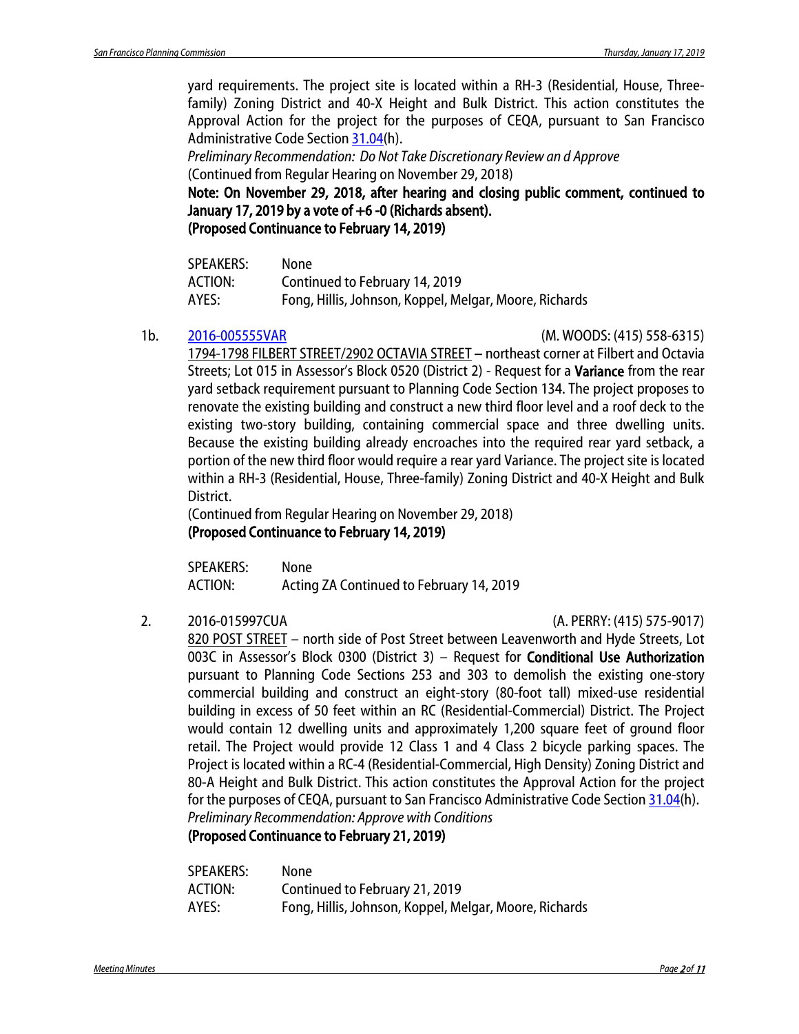yard requirements. The project site is located within a RH-3 (Residential, House, Three-family) Zoning District and 40-X Height and Bulk District. This action constitutes the Approval Action for the project for the purposes of CEQA, pursuant to San Francisco Administrative Code Section 31.04(h).

*Preliminary Recommendation: Do Not Take Discretionary Review an d Approve*

(Continued from Regular Hearing on November 29, 2018)

**Note: On November 29, 2018, after hearing and closing public comment, continued to January 17, 2019 by a vote of +6 -0 (Richards absent).**

**(Proposed Continuance to February 14, 2019)**

SPEAKERS: None
ACTION: Continued to February 14, 2019
AYES: Fong, Hillis, Johnson, Koppel, Melgar, Moore, Richards

1b. 2016-005555VAR (M. WOODS: (415) 558-6315)

1794-1798 FILBERT STREET/2902 OCTAVIA STREET – northeast corner at Filbert and Octavia Streets; Lot 015 in Assessor's Block 0520 (District 2) - Request for a **Variance** from the rear yard setback requirement pursuant to Planning Code Section 134. The project proposes to renovate the existing building and construct a new third floor level and a roof deck to the existing two-story building, containing commercial space and three dwelling units. Because the existing building already encroaches into the required rear yard setback, a portion of the new third floor would require a rear yard Variance. The project site is located within a RH-3 (Residential, House, Three-family) Zoning District and 40-X Height and Bulk District.

(Continued from Regular Hearing on November 29, 2018)

**(Proposed Continuance to February 14, 2019)**

SPEAKERS: None
ACTION: Acting ZA Continued to February 14, 2019

2. 2016-015997CUA (A. PERRY: (415) 575-9017)

820 POST STREET – north side of Post Street between Leavenworth and Hyde Streets, Lot 003C in Assessor's Block 0300 (District 3) – Request for **Conditional Use Authorization** pursuant to Planning Code Sections 253 and 303 to demolish the existing one-story commercial building and construct an eight-story (80-foot tall) mixed-use residential building in excess of 50 feet within an RC (Residential-Commercial) District. The Project would contain 12 dwelling units and approximately 1,200 square feet of ground floor retail. The Project would provide 12 Class 1 and 4 Class 2 bicycle parking spaces. The Project is located within a RC-4 (Residential-Commercial, High Density) Zoning District and 80-A Height and Bulk District. This action constitutes the Approval Action for the project for the purposes of CEQA, pursuant to San Francisco Administrative Code Section 31.04(h).

*Preliminary Recommendation: Approve with Conditions*

**(Proposed Continuance to February 21, 2019)**

SPEAKERS: None
ACTION: Continued to February 21, 2019
AYES: Fong, Hillis, Johnson, Koppel, Melgar, Moore, Richards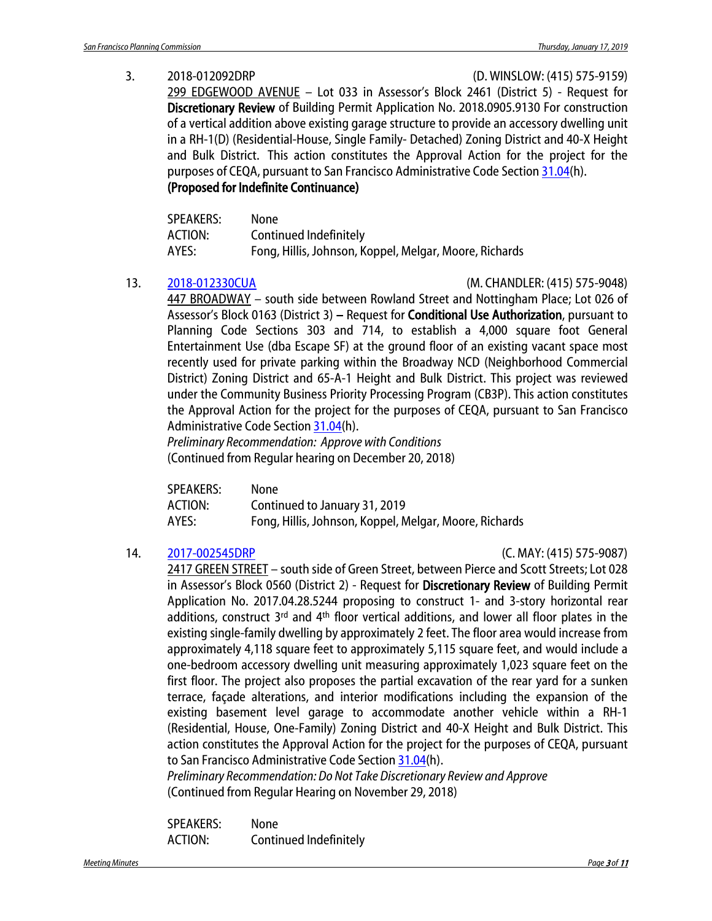3. 2018-012092DRP (D. WINSLOW: (415) 575-9159)
299 EDGEWOOD AVENUE – Lot 033 in Assessor's Block 2461 (District 5) - Request for **Discretionary Review** of Building Permit Application No. 2018.0905.9130 For construction of a vertical addition above existing garage structure to provide an accessory dwelling unit in a RH-1(D) (Residential-House, Single Family- Detached) Zoning District and 40-X Height and Bulk District. This action constitutes the Approval Action for the project for the purposes of CEQA, pursuant to San Francisco Administrative Code Section 31.04(h).
**(Proposed for Indefinite Continuance)**

SPEAKERS: None
ACTION: Continued Indefinitely
AYES: Fong, Hillis, Johnson, Koppel, Melgar, Moore, Richards

13. 2018-012330CUA (M. CHANDLER: (415) 575-9048)
447 BROADWAY – south side between Rowland Street and Nottingham Place; Lot 026 of Assessor's Block 0163 (District 3) – Request for **Conditional Use Authorization**, pursuant to Planning Code Sections 303 and 714, to establish a 4,000 square foot General Entertainment Use (dba Escape SF) at the ground floor of an existing vacant space most recently used for private parking within the Broadway NCD (Neighborhood Commercial District) Zoning District and 65-A-1 Height and Bulk District. This project was reviewed under the Community Business Priority Processing Program (CB3P). This action constitutes the Approval Action for the project for the purposes of CEQA, pursuant to San Francisco Administrative Code Section 31.04(h).
*Preliminary Recommendation: Approve with Conditions*
(Continued from Regular hearing on December 20, 2018)

SPEAKERS: None
ACTION: Continued to January 31, 2019
AYES: Fong, Hillis, Johnson, Koppel, Melgar, Moore, Richards

14. 2017-002545DRP (C. MAY: (415) 575-9087)
2417 GREEN STREET – south side of Green Street, between Pierce and Scott Streets; Lot 028 in Assessor's Block 0560 (District 2) - Request for **Discretionary Review** of Building Permit Application No. 2017.04.28.5244 proposing to construct 1- and 3-story horizontal rear additions, construct 3rd and 4th floor vertical additions, and lower all floor plates in the existing single-family dwelling by approximately 2 feet. The floor area would increase from approximately 4,118 square feet to approximately 5,115 square feet, and would include a one-bedroom accessory dwelling unit measuring approximately 1,023 square feet on the first floor. The project also proposes the partial excavation of the rear yard for a sunken terrace, façade alterations, and interior modifications including the expansion of the existing basement level garage to accommodate another vehicle within a RH-1 (Residential, House, One-Family) Zoning District and 40-X Height and Bulk District. This action constitutes the Approval Action for the project for the purposes of CEQA, pursuant to San Francisco Administrative Code Section 31.04(h).
*Preliminary Recommendation: Do Not Take Discretionary Review and Approve*
(Continued from Regular Hearing on November 29, 2018)

SPEAKERS: None
ACTION: Continued Indefinitely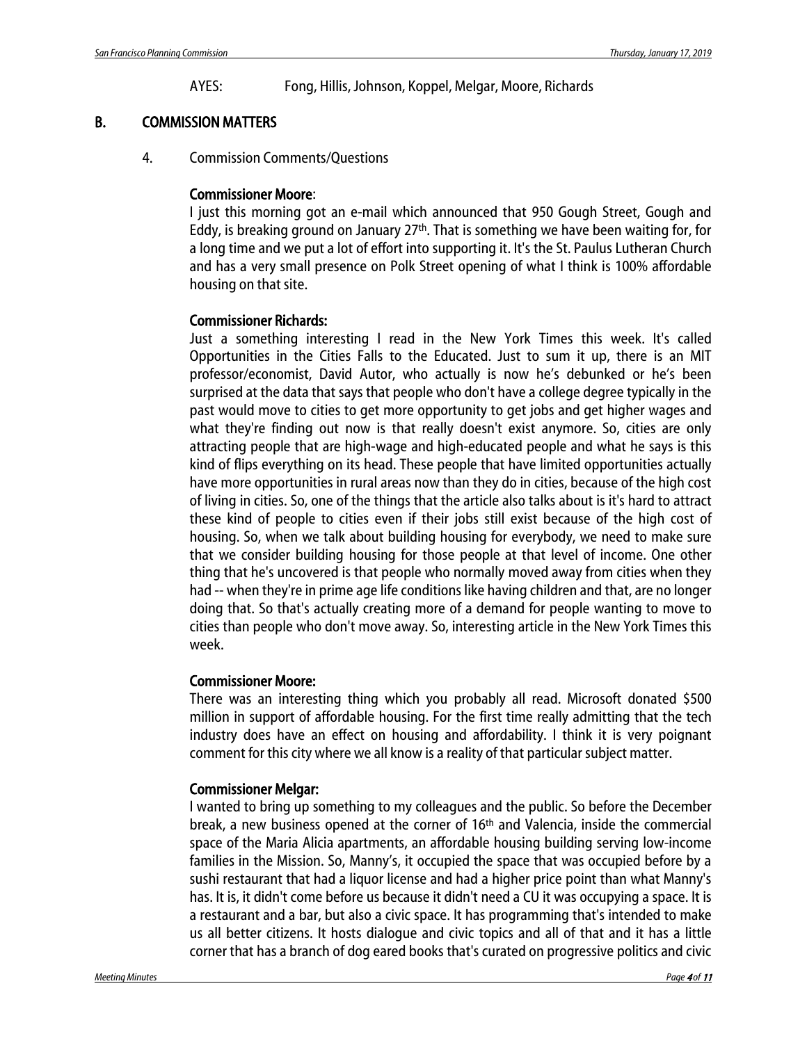AYES: Fong, Hillis, Johnson, Koppel, Melgar, Moore, Richards

## B. COMMISSION MATTERS

4. Commission Comments/Questions

**Commissioner Moore**:
I just this morning got an e-mail which announced that 950 Gough Street, Gough and Eddy, is breaking ground on January 27th. That is something we have been waiting for, for a long time and we put a lot of effort into supporting it. It's the St. Paulus Lutheran Church and has a very small presence on Polk Street opening of what I think is 100% affordable housing on that site.

**Commissioner Richards:**
Just a something interesting I read in the New York Times this week. It's called Opportunities in the Cities Falls to the Educated. Just to sum it up, there is an MIT professor/economist, David Autor, who actually is now he's debunked or he's been surprised at the data that says that people who don't have a college degree typically in the past would move to cities to get more opportunity to get jobs and get higher wages and what they're finding out now is that really doesn't exist anymore. So, cities are only attracting people that are high-wage and high-educated people and what he says is this kind of flips everything on its head. These people that have limited opportunities actually have more opportunities in rural areas now than they do in cities, because of the high cost of living in cities. So, one of the things that the article also talks about is it's hard to attract these kind of people to cities even if their jobs still exist because of the high cost of housing. So, when we talk about building housing for everybody, we need to make sure that we consider building housing for those people at that level of income. One other thing that he's uncovered is that people who normally moved away from cities when they had -- when they're in prime age life conditions like having children and that, are no longer doing that. So that's actually creating more of a demand for people wanting to move to cities than people who don't move away. So, interesting article in the New York Times this week.

**Commissioner Moore:**
There was an interesting thing which you probably all read. Microsoft donated $500 million in support of affordable housing. For the first time really admitting that the tech industry does have an effect on housing and affordability. I think it is very poignant comment for this city where we all know is a reality of that particular subject matter.

**Commissioner Melgar:**
I wanted to bring up something to my colleagues and the public. So before the December break, a new business opened at the corner of 16th and Valencia, inside the commercial space of the Maria Alicia apartments, an affordable housing building serving low-income families in the Mission. So, Manny's, it occupied the space that was occupied before by a sushi restaurant that had a liquor license and had a higher price point than what Manny's has. It is, it didn't come before us because it didn't need a CU it was occupying a space. It is a restaurant and a bar, but also a civic space. It has programming that's intended to make us all better citizens. It hosts dialogue and civic topics and all of that and it has a little corner that has a branch of dog eared books that's curated on progressive politics and civic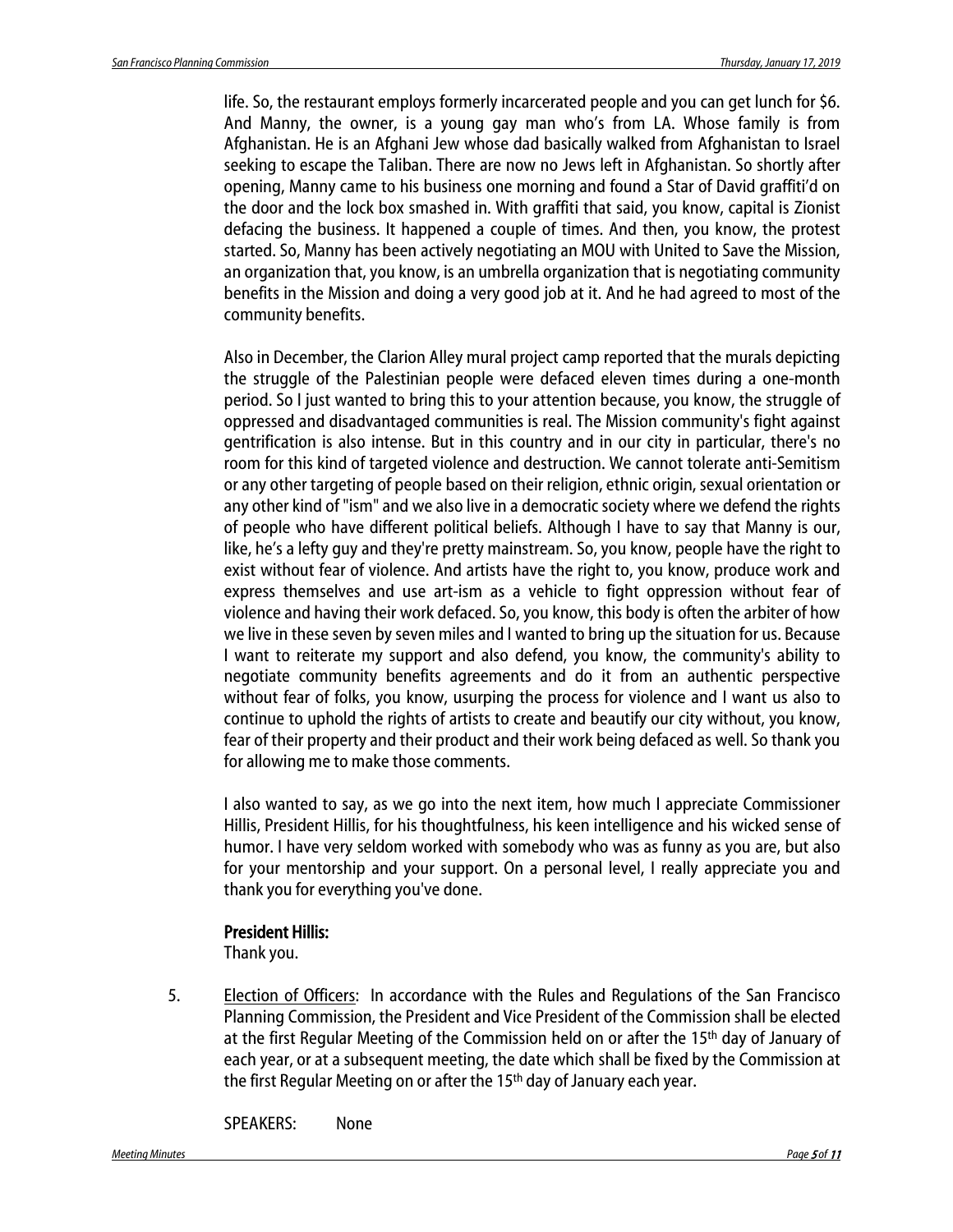life. So, the restaurant employs formerly incarcerated people and you can get lunch for $6. And Manny, the owner, is a young gay man who's from LA. Whose family is from Afghanistan. He is an Afghani Jew whose dad basically walked from Afghanistan to Israel seeking to escape the Taliban. There are now no Jews left in Afghanistan. So shortly after opening, Manny came to his business one morning and found a Star of David graffiti'd on the door and the lock box smashed in. With graffiti that said, you know, capital is Zionist defacing the business. It happened a couple of times. And then, you know, the protest started. So, Manny has been actively negotiating an MOU with United to Save the Mission, an organization that, you know, is an umbrella organization that is negotiating community benefits in the Mission and doing a very good job at it. And he had agreed to most of the community benefits.

Also in December, the Clarion Alley mural project camp reported that the murals depicting the struggle of the Palestinian people were defaced eleven times during a one-month period. So I just wanted to bring this to your attention because, you know, the struggle of oppressed and disadvantaged communities is real. The Mission community's fight against gentrification is also intense. But in this country and in our city in particular, there's no room for this kind of targeted violence and destruction. We cannot tolerate anti-Semitism or any other targeting of people based on their religion, ethnic origin, sexual orientation or any other kind of "ism" and we also live in a democratic society where we defend the rights of people who have different political beliefs. Although I have to say that Manny is our, like, he's a lefty guy and they're pretty mainstream. So, you know, people have the right to exist without fear of violence. And artists have the right to, you know, produce work and express themselves and use art-ism as a vehicle to fight oppression without fear of violence and having their work defaced. So, you know, this body is often the arbiter of how we live in these seven by seven miles and I wanted to bring up the situation for us. Because I want to reiterate my support and also defend, you know, the community's ability to negotiate community benefits agreements and do it from an authentic perspective without fear of folks, you know, usurping the process for violence and I want us also to continue to uphold the rights of artists to create and beautify our city without, you know, fear of their property and their product and their work being defaced as well. So thank you for allowing me to make those comments.

I also wanted to say, as we go into the next item, how much I appreciate Commissioner Hillis, President Hillis, for his thoughtfulness, his keen intelligence and his wicked sense of humor. I have very seldom worked with somebody who was as funny as you are, but also for your mentorship and your support. On a personal level, I really appreciate you and thank you for everything you've done.

**President Hillis:**
Thank you.

5. Election of Officers: In accordance with the Rules and Regulations of the San Francisco Planning Commission, the President and Vice President of the Commission shall be elected at the first Regular Meeting of the Commission held on or after the 15th day of January of each year, or at a subsequent meeting, the date which shall be fixed by the Commission at the first Regular Meeting on or after the 15th day of January each year.

   SPEAKERS: None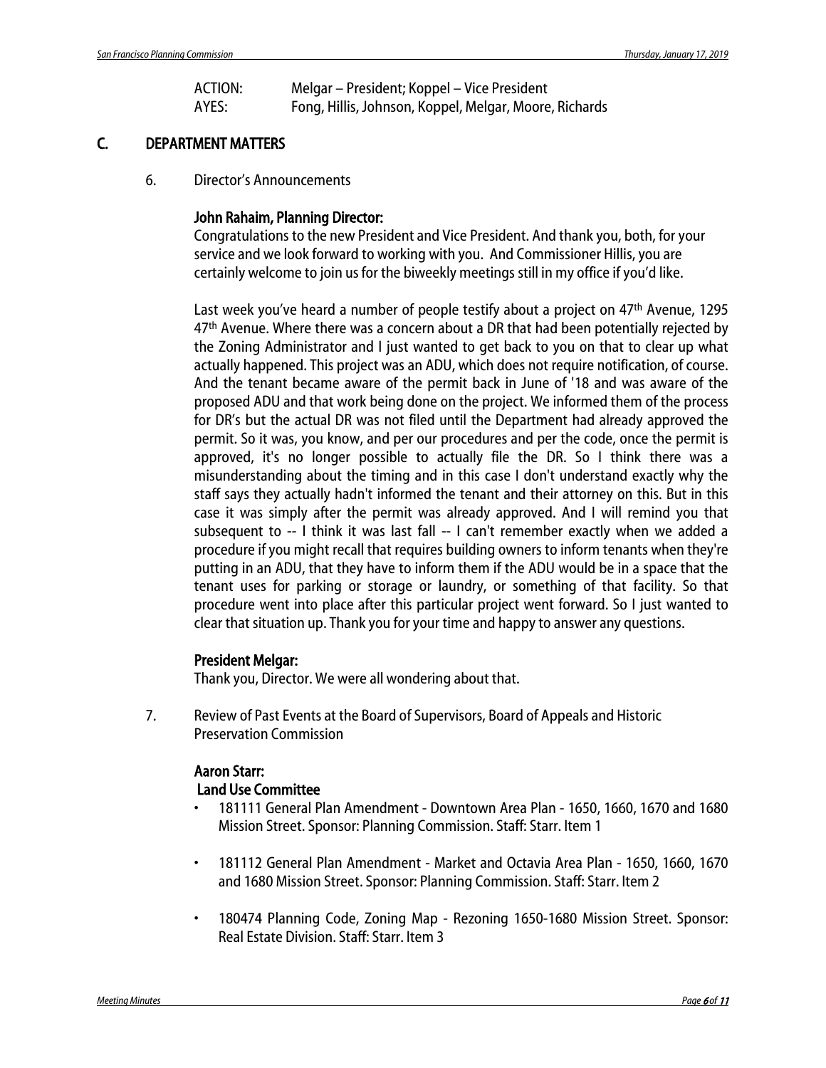ACTION: Melgar – President; Koppel – Vice President
AYES: Fong, Hillis, Johnson, Koppel, Melgar, Moore, Richards

## C. DEPARTMENT MATTERS

6. Director's Announcements

**John Rahaim, Planning Director:**
Congratulations to the new President and Vice President. And thank you, both, for your service and we look forward to working with you. And Commissioner Hillis, you are certainly welcome to join us for the biweekly meetings still in my office if you'd like.

Last week you've heard a number of people testify about a project on 47th Avenue, 1295 47th Avenue. Where there was a concern about a DR that had been potentially rejected by the Zoning Administrator and I just wanted to get back to you on that to clear up what actually happened. This project was an ADU, which does not require notification, of course. And the tenant became aware of the permit back in June of '18 and was aware of the proposed ADU and that work being done on the project. We informed them of the process for DR's but the actual DR was not filed until the Department had already approved the permit. So it was, you know, and per our procedures and per the code, once the permit is approved, it's no longer possible to actually file the DR. So I think there was a misunderstanding about the timing and in this case I don't understand exactly why the staff says they actually hadn't informed the tenant and their attorney on this. But in this case it was simply after the permit was already approved. And I will remind you that subsequent to -- I think it was last fall -- I can't remember exactly when we added a procedure if you might recall that requires building owners to inform tenants when they're putting in an ADU, that they have to inform them if the ADU would be in a space that the tenant uses for parking or storage or laundry, or something of that facility. So that procedure went into place after this particular project went forward. So I just wanted to clear that situation up. Thank you for your time and happy to answer any questions.

**President Melgar:**
Thank you, Director. We were all wondering about that.

7. Review of Past Events at the Board of Supervisors, Board of Appeals and Historic Preservation Commission

**Aaron Starr:**
**Land Use Committee**

- 181111 General Plan Amendment - Downtown Area Plan - 1650, 1660, 1670 and 1680 Mission Street. Sponsor: Planning Commission. Staff: Starr. Item 1
- 181112 General Plan Amendment - Market and Octavia Area Plan - 1650, 1660, 1670 and 1680 Mission Street. Sponsor: Planning Commission. Staff: Starr. Item 2
- 180474 Planning Code, Zoning Map - Rezoning 1650-1680 Mission Street. Sponsor: Real Estate Division. Staff: Starr. Item 3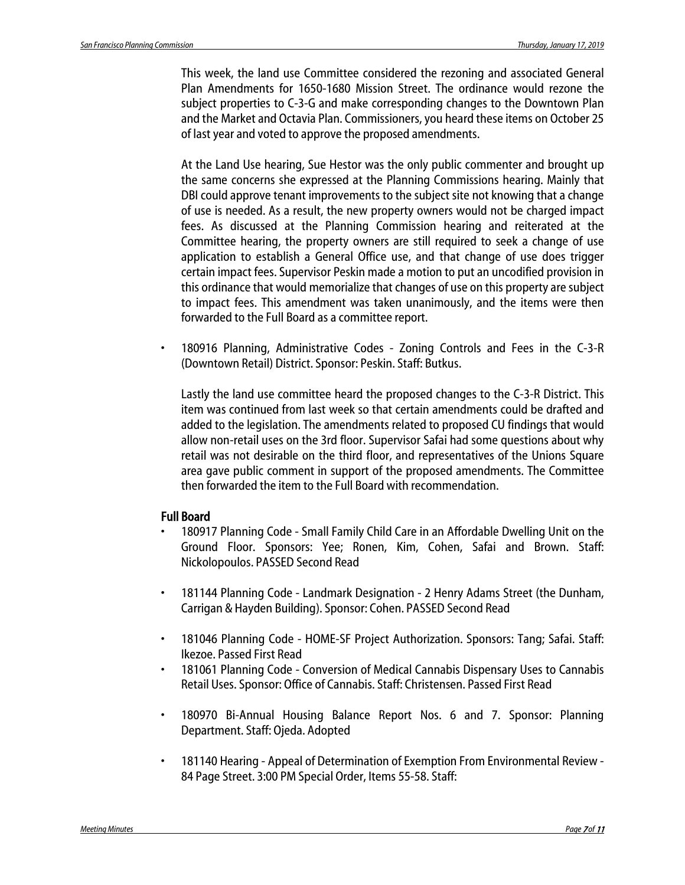This week, the land use Committee considered the rezoning and associated General Plan Amendments for 1650-1680 Mission Street. The ordinance would rezone the subject properties to C-3-G and make corresponding changes to the Downtown Plan and the Market and Octavia Plan. Commissioners, you heard these items on October 25 of last year and voted to approve the proposed amendments.

At the Land Use hearing, Sue Hestor was the only public commenter and brought up the same concerns she expressed at the Planning Commissions hearing. Mainly that DBI could approve tenant improvements to the subject site not knowing that a change of use is needed. As a result, the new property owners would not be charged impact fees. As discussed at the Planning Commission hearing and reiterated at the Committee hearing, the property owners are still required to seek a change of use application to establish a General Office use, and that change of use does trigger certain impact fees. Supervisor Peskin made a motion to put an uncodified provision in this ordinance that would memorialize that changes of use on this property are subject to impact fees. This amendment was taken unanimously, and the items were then forwarded to the Full Board as a committee report.

- 180916 Planning, Administrative Codes - Zoning Controls and Fees in the C-3-R (Downtown Retail) District. Sponsor: Peskin. Staff: Butkus.

  Lastly the land use committee heard the proposed changes to the C-3-R District. This item was continued from last week so that certain amendments could be drafted and added to the legislation. The amendments related to proposed CU findings that would allow non-retail uses on the 3rd floor. Supervisor Safai had some questions about why retail was not desirable on the third floor, and representatives of the Unions Square area gave public comment in support of the proposed amendments. The Committee then forwarded the item to the Full Board with recommendation.

**Full Board**

- 180917 Planning Code - Small Family Child Care in an Affordable Dwelling Unit on the Ground Floor. Sponsors: Yee; Ronen, Kim, Cohen, Safai and Brown. Staff: Nickolopoulos. PASSED Second Read
- 181144 Planning Code - Landmark Designation - 2 Henry Adams Street (the Dunham, Carrigan & Hayden Building). Sponsor: Cohen. PASSED Second Read
- 181046 Planning Code - HOME-SF Project Authorization. Sponsors: Tang; Safai. Staff: Ikezoe. Passed First Read
- 181061 Planning Code - Conversion of Medical Cannabis Dispensary Uses to Cannabis Retail Uses. Sponsor: Office of Cannabis. Staff: Christensen. Passed First Read
- 180970 Bi-Annual Housing Balance Report Nos. 6 and 7. Sponsor: Planning Department. Staff: Ojeda. Adopted
- 181140 Hearing - Appeal of Determination of Exemption From Environmental Review - 84 Page Street. 3:00 PM Special Order, Items 55-58. Staff: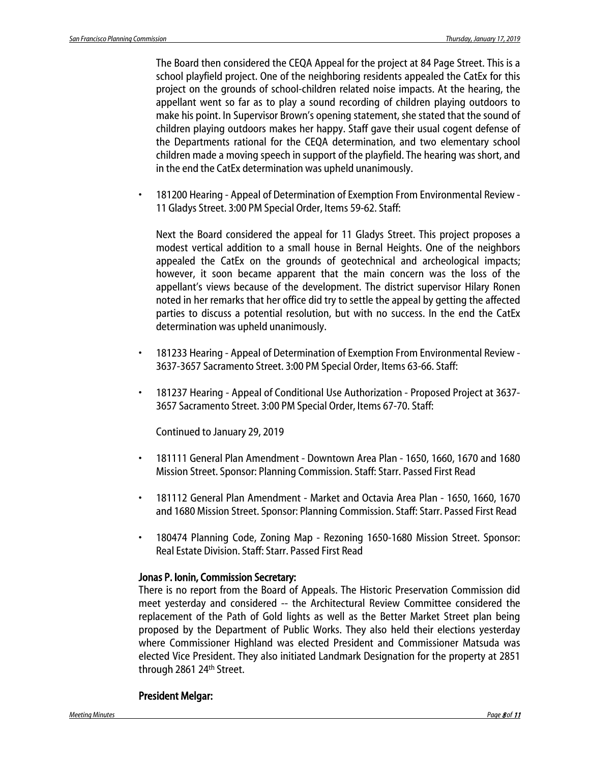The Board then considered the CEQA Appeal for the project at 84 Page Street. This is a school playfield project. One of the neighboring residents appealed the CatEx for this project on the grounds of school-children related noise impacts. At the hearing, the appellant went so far as to play a sound recording of children playing outdoors to make his point. In Supervisor Brown's opening statement, she stated that the sound of children playing outdoors makes her happy. Staff gave their usual cogent defense of the Departments rational for the CEQA determination, and two elementary school children made a moving speech in support of the playfield. The hearing was short, and in the end the CatEx determination was upheld unanimously.

- 181200 Hearing - Appeal of Determination of Exemption From Environmental Review - 11 Gladys Street. 3:00 PM Special Order, Items 59-62. Staff:

  Next the Board considered the appeal for 11 Gladys Street. This project proposes a modest vertical addition to a small house in Bernal Heights. One of the neighbors appealed the CatEx on the grounds of geotechnical and archeological impacts; however, it soon became apparent that the main concern was the loss of the appellant's views because of the development. The district supervisor Hilary Ronen noted in her remarks that her office did try to settle the appeal by getting the affected parties to discuss a potential resolution, but with no success. In the end the CatEx determination was upheld unanimously.

- 181233 Hearing - Appeal of Determination of Exemption From Environmental Review - 3637-3657 Sacramento Street. 3:00 PM Special Order, Items 63-66. Staff:

- 181237 Hearing - Appeal of Conditional Use Authorization - Proposed Project at 3637-3657 Sacramento Street. 3:00 PM Special Order, Items 67-70. Staff:

  Continued to January 29, 2019

- 181111 General Plan Amendment - Downtown Area Plan - 1650, 1660, 1670 and 1680 Mission Street. Sponsor: Planning Commission. Staff: Starr. Passed First Read

- 181112 General Plan Amendment - Market and Octavia Area Plan - 1650, 1660, 1670 and 1680 Mission Street. Sponsor: Planning Commission. Staff: Starr. Passed First Read

- 180474 Planning Code, Zoning Map - Rezoning 1650-1680 Mission Street. Sponsor: Real Estate Division. Staff: Starr. Passed First Read

**Jonas P. Ionin, Commission Secretary:**
There is no report from the Board of Appeals. The Historic Preservation Commission did meet yesterday and considered -- the Architectural Review Committee considered the replacement of the Path of Gold lights as well as the Better Market Street plan being proposed by the Department of Public Works. They also held their elections yesterday where Commissioner Highland was elected President and Commissioner Matsuda was elected Vice President. They also initiated Landmark Designation for the property at 2851 through 2861 24th Street.

**President Melgar:**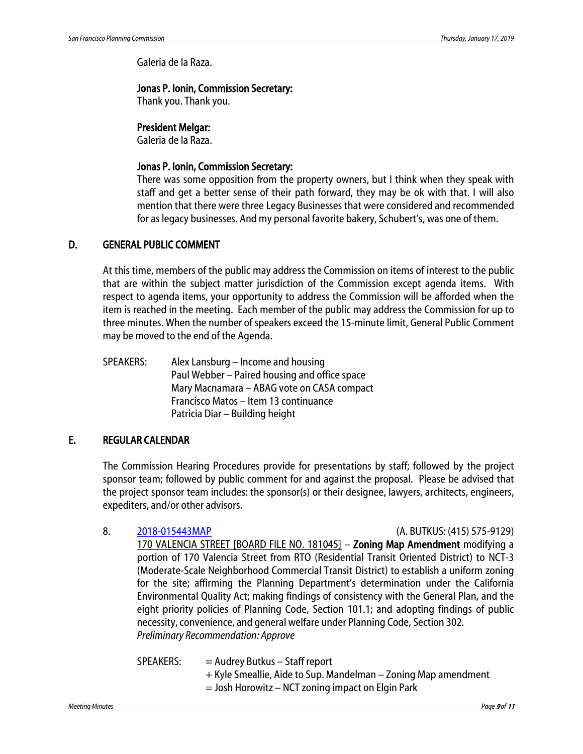Galeria de la Raza.

**Jonas P. Ionin, Commission Secretary:**
Thank you. Thank you.

**President Melgar:**
Galeria de la Raza.

**Jonas P. Ionin, Commission Secretary:**
There was some opposition from the property owners, but I think when they speak with staff and get a better sense of their path forward, they may be ok with that. I will also mention that there were three Legacy Businesses that were considered and recommended for as legacy businesses. And my personal favorite bakery, Schubert's, was one of them.

## D. GENERAL PUBLIC COMMENT

At this time, members of the public may address the Commission on items of interest to the public that are within the subject matter jurisdiction of the Commission except agenda items. With respect to agenda items, your opportunity to address the Commission will be afforded when the item is reached in the meeting. Each member of the public may address the Commission for up to three minutes. When the number of speakers exceed the 15-minute limit, General Public Comment may be moved to the end of the Agenda.

SPEAKERS: Alex Lansburg – Income and housing
Paul Webber – Paired housing and office space
Mary Macnamara – ABAG vote on CASA compact
Francisco Matos – Item 13 continuance
Patricia Diar – Building height

## E. REGULAR CALENDAR

The Commission Hearing Procedures provide for presentations by staff; followed by the project sponsor team; followed by public comment for and against the proposal. Please be advised that the project sponsor team includes: the sponsor(s) or their designee, lawyers, architects, engineers, expediters, and/or other advisors.

8. 2018-015443MAP (A. BUTKUS: (415) 575-9129)
170 VALENCIA STREET [BOARD FILE NO. 181045] – **Zoning Map Amendment** modifying a portion of 170 Valencia Street from RTO (Residential Transit Oriented District) to NCT-3 (Moderate-Scale Neighborhood Commercial Transit District) to establish a uniform zoning for the site; affirming the Planning Department's determination under the California Environmental Quality Act; making findings of consistency with the General Plan, and the eight priority policies of Planning Code, Section 101.1; and adopting findings of public necessity, convenience, and general welfare under Planning Code, Section 302.
*Preliminary Recommendation: Approve*

SPEAKERS: = Audrey Butkus – Staff report
\+ Kyle Smeallie, Aide to Sup. Mandelman – Zoning Map amendment
= Josh Horowitz – NCT zoning impact on Elgin Park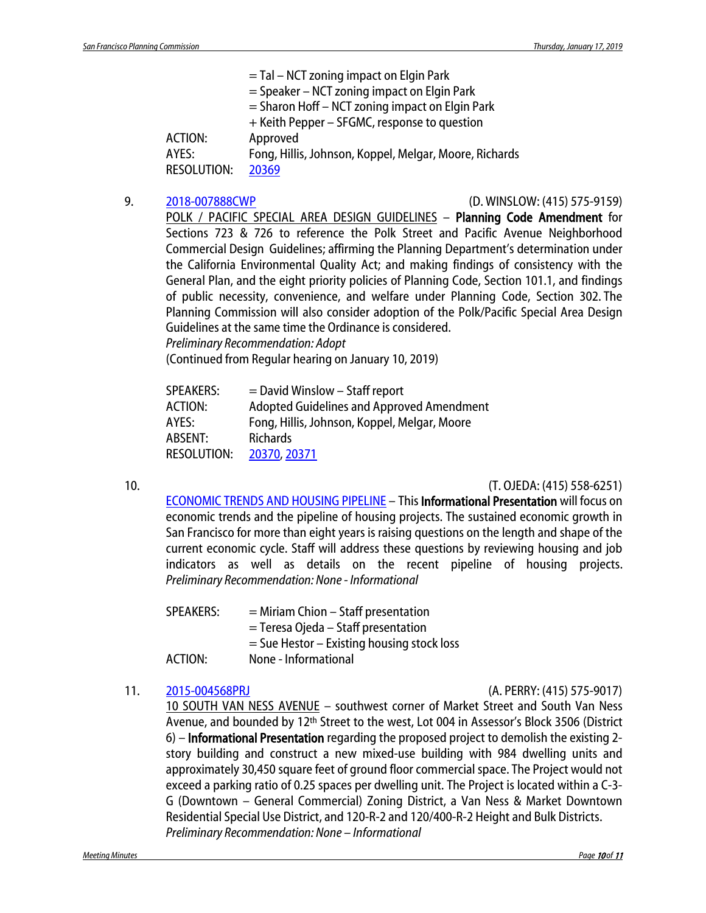= Tal – NCT zoning impact on Elgin Park
= Speaker – NCT zoning impact on Elgin Park
= Sharon Hoff – NCT zoning impact on Elgin Park
+ Keith Pepper – SFGMC, response to question

ACTION: Approved
AYES: Fong, Hillis, Johnson, Koppel, Melgar, Moore, Richards
RESOLUTION: 20369

9. 2018-007888CWP (D. WINSLOW: (415) 575-9159)

POLK / PACIFIC SPECIAL AREA DESIGN GUIDELINES – **Planning Code Amendment** for Sections 723 & 726 to reference the Polk Street and Pacific Avenue Neighborhood Commercial Design Guidelines; affirming the Planning Department's determination under the California Environmental Quality Act; and making findings of consistency with the General Plan, and the eight priority policies of Planning Code, Section 101.1, and findings of public necessity, convenience, and welfare under Planning Code, Section 302. The Planning Commission will also consider adoption of the Polk/Pacific Special Area Design Guidelines at the same time the Ordinance is considered.

*Preliminary Recommendation: Adopt*

(Continued from Regular hearing on January 10, 2019)

SPEAKERS: = David Winslow – Staff report
ACTION: Adopted Guidelines and Approved Amendment
AYES: Fong, Hillis, Johnson, Koppel, Melgar, Moore
ABSENT: Richards
RESOLUTION: 20370, 20371

10. (T. OJEDA: (415) 558-6251)

ECONOMIC TRENDS AND HOUSING PIPELINE – This **Informational Presentation** will focus on economic trends and the pipeline of housing projects. The sustained economic growth in San Francisco for more than eight years is raising questions on the length and shape of the current economic cycle. Staff will address these questions by reviewing housing and job indicators as well as details on the recent pipeline of housing projects.

*Preliminary Recommendation: None - Informational*

SPEAKERS: = Miriam Chion – Staff presentation
= Teresa Ojeda – Staff presentation
= Sue Hestor – Existing housing stock loss
ACTION: None - Informational

11. 2015-004568PRJ (A. PERRY: (415) 575-9017)

10 SOUTH VAN NESS AVENUE – southwest corner of Market Street and South Van Ness Avenue, and bounded by 12th Street to the west, Lot 004 in Assessor's Block 3506 (District 6) – **Informational Presentation** regarding the proposed project to demolish the existing 2-story building and construct a new mixed-use building with 984 dwelling units and approximately 30,450 square feet of ground floor commercial space. The Project would not exceed a parking ratio of 0.25 spaces per dwelling unit. The Project is located within a C-3-G (Downtown – General Commercial) Zoning District, a Van Ness & Market Downtown Residential Special Use District, and 120-R-2 and 120/400-R-2 Height and Bulk Districts.

*Preliminary Recommendation: None – Informational*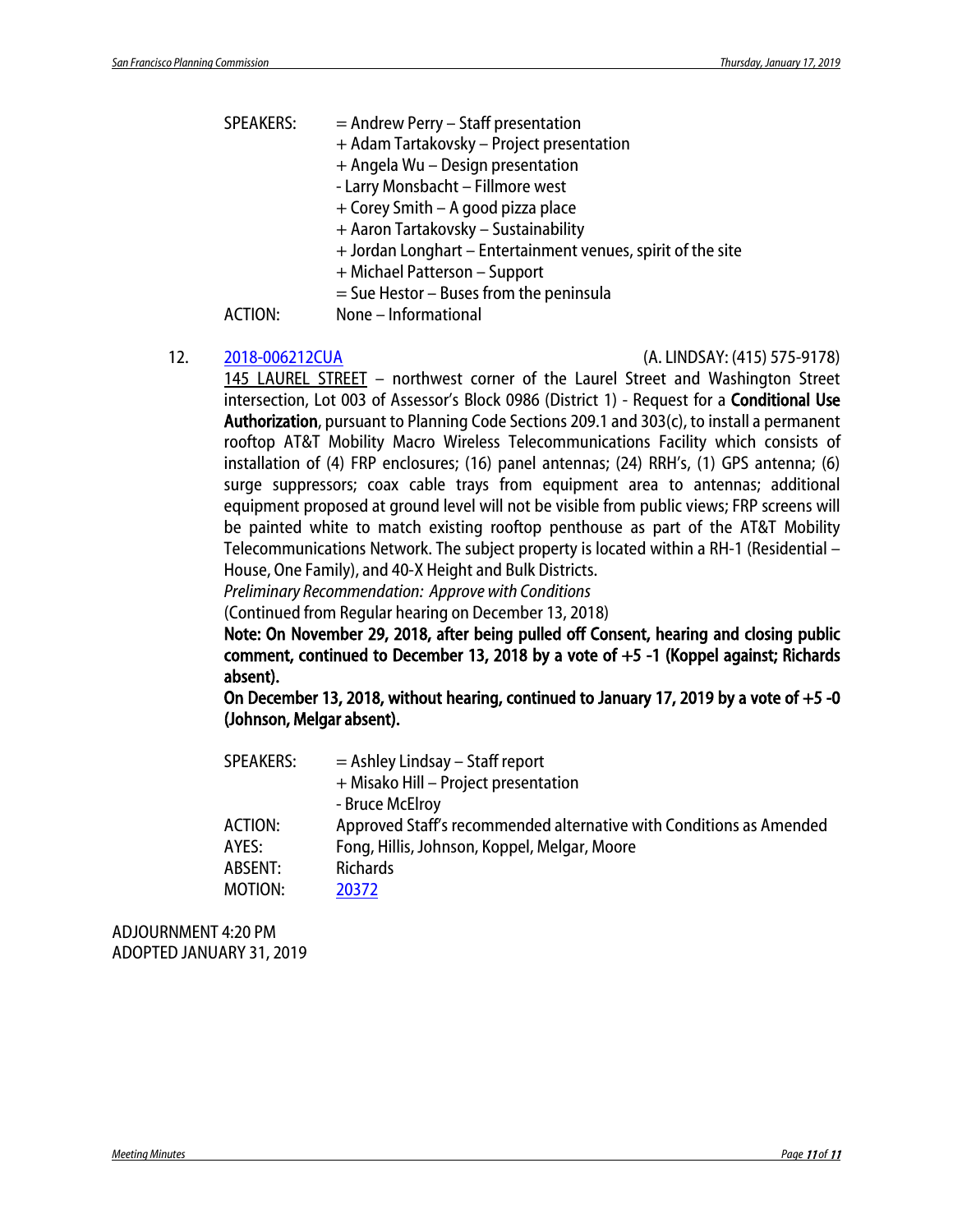SPEAKERS: = Andrew Perry – Staff presentation
+ Adam Tartakovsky – Project presentation
+ Angela Wu – Design presentation
- Larry Monsbacht – Fillmore west
+ Corey Smith – A good pizza place
+ Aaron Tartakovsky – Sustainability
+ Jordan Longhart – Entertainment venues, spirit of the site
+ Michael Patterson – Support
= Sue Hestor – Buses from the peninsula

ACTION: None – Informational

12. 2018-006212CUA (A. LINDSAY: (415) 575-9178)

145 LAUREL STREET – northwest corner of the Laurel Street and Washington Street intersection, Lot 003 of Assessor's Block 0986 (District 1) - Request for a **Conditional Use Authorization**, pursuant to Planning Code Sections 209.1 and 303(c), to install a permanent rooftop AT&T Mobility Macro Wireless Telecommunications Facility which consists of installation of (4) FRP enclosures; (16) panel antennas; (24) RRH's, (1) GPS antenna; (6) surge suppressors; coax cable trays from equipment area to antennas; additional equipment proposed at ground level will not be visible from public views; FRP screens will be painted white to match existing rooftop penthouse as part of the AT&T Mobility Telecommunications Network. The subject property is located within a RH-1 (Residential – House, One Family), and 40-X Height and Bulk Districts.

*Preliminary Recommendation: Approve with Conditions*

(Continued from Regular hearing on December 13, 2018)

**Note: On November 29, 2018, after being pulled off Consent, hearing and closing public comment, continued to December 13, 2018 by a vote of +5 -1 (Koppel against; Richards absent).**

**On December 13, 2018, without hearing, continued to January 17, 2019 by a vote of +5 -0 (Johnson, Melgar absent).**

SPEAKERS: = Ashley Lindsay – Staff report
+ Misako Hill – Project presentation
- Bruce McElroy

ACTION: Approved Staff's recommended alternative with Conditions as Amended

AYES: Fong, Hillis, Johnson, Koppel, Melgar, Moore

ABSENT: Richards

MOTION: 20372

ADJOURNMENT 4:20 PM

ADOPTED JANUARY 31, 2019